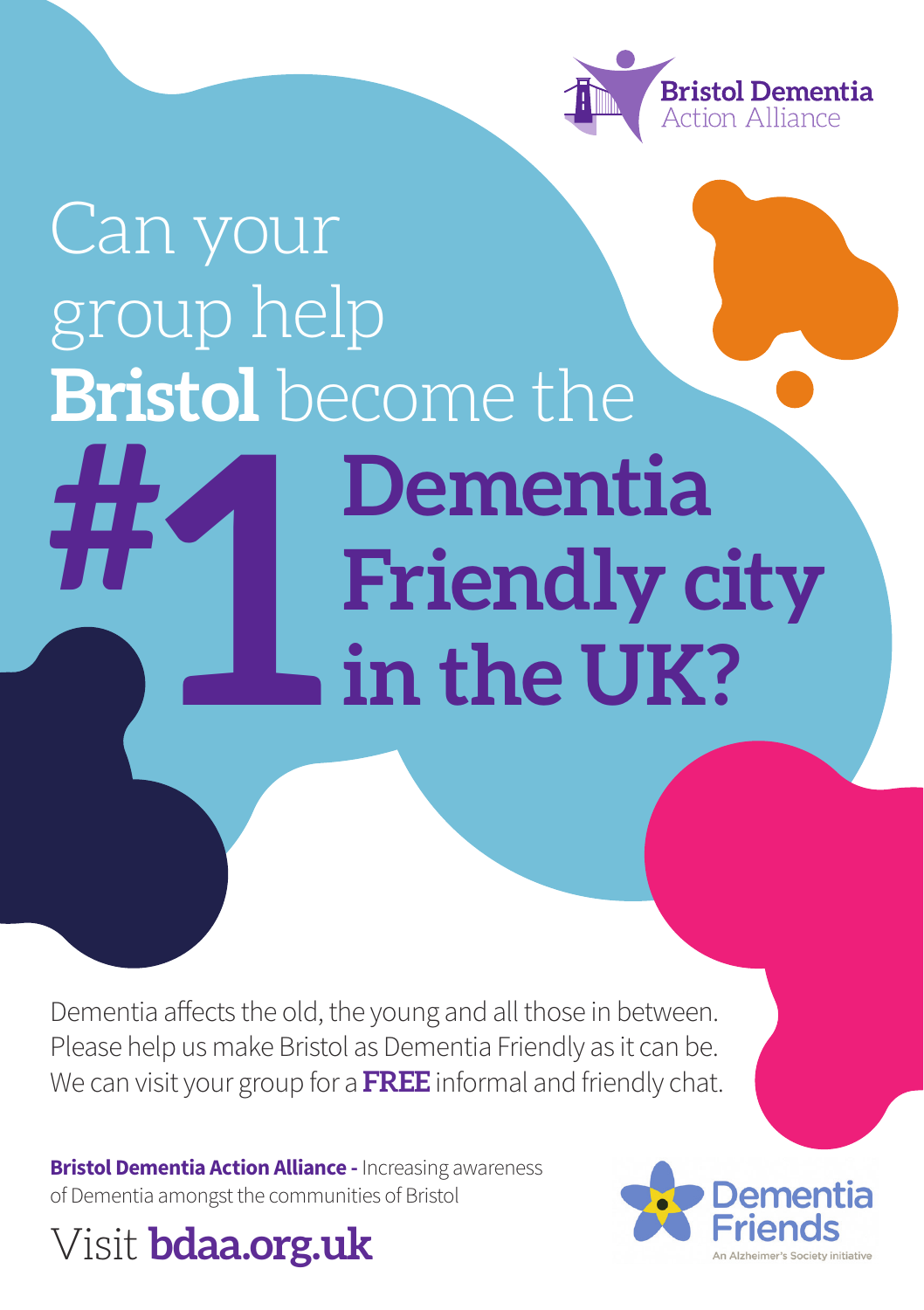Bristol Dementia Action Alliance

# Can your group help **Bristol** become the #1 Dementia Friendly city in the UK?

Dementia affects the old, the young and all those in between.
Please help us make Bristol as Dementia Friendly as it can be.
We can visit your group for a **FREE** informal and friendly chat.

**Bristol Dementia Action Alliance -** Increasing awareness of Dementia amongst the communities of Bristol

Visit **bdaa.org.uk**

Dementia Friends
An Alzheimer's Society initiative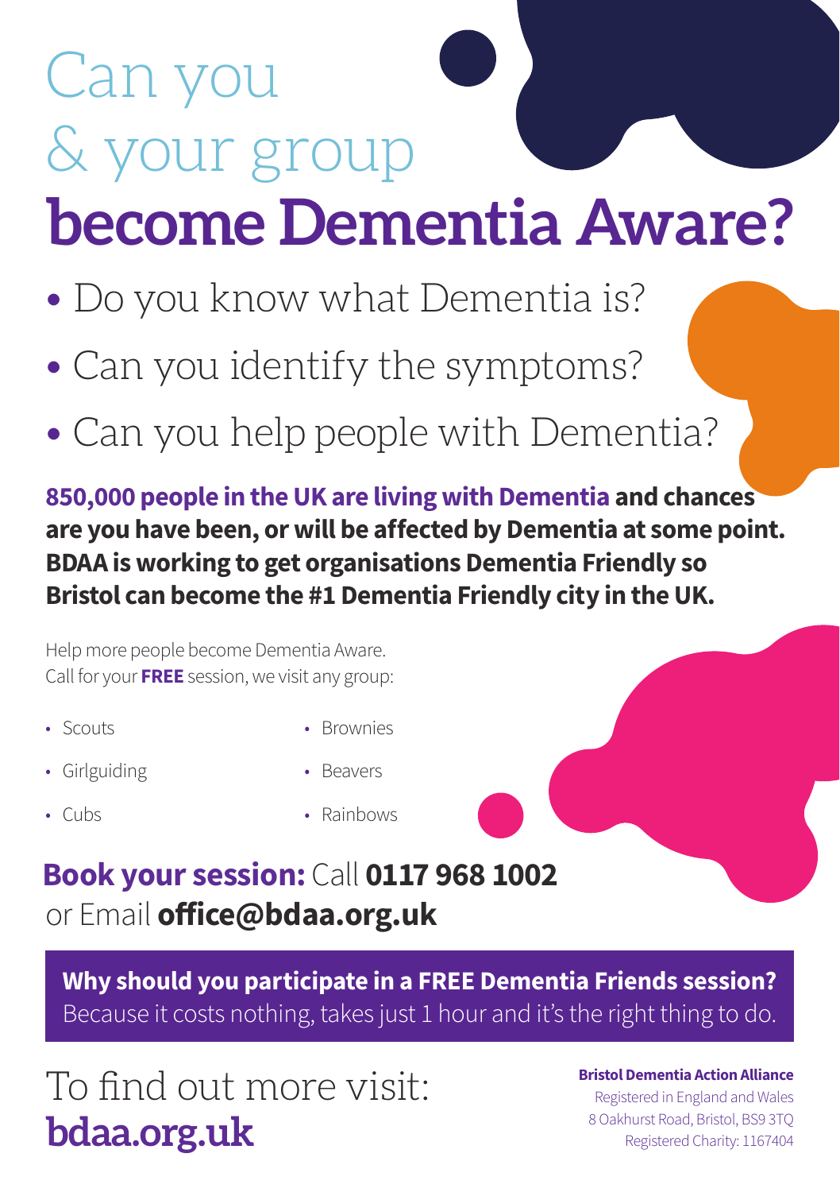# Can you & your group **become Dementia Aware?**

- Do you know what Dementia is?
- Can you identify the symptoms?
- Can you help people with Dementia?

**850,000 people in the UK are living with Dementia and chances are you have been, or will be affected by Dementia at some point. BDAA is working to get organisations Dementia Friendly so Bristol can become the #1 Dementia Friendly city in the UK.**

Help more people become Dementia Aware.
Call for your **FREE** session, we visit any group:

- Scouts
- Girlguiding
- Cubs
- Brownies
- Beavers
- Rainbows

**Book your session:** Call **0117 968 1002**
or Email **office@bdaa.org.uk**

**Why should you participate in a FREE Dementia Friends session?**
Because it costs nothing, takes just 1 hour and it's the right thing to do.

To find out more visit:
**bdaa.org.uk**

**Bristol Dementia Action Alliance**
Registered in England and Wales
8 Oakhurst Road, Bristol, BS9 3TQ
Registered Charity: 1167404